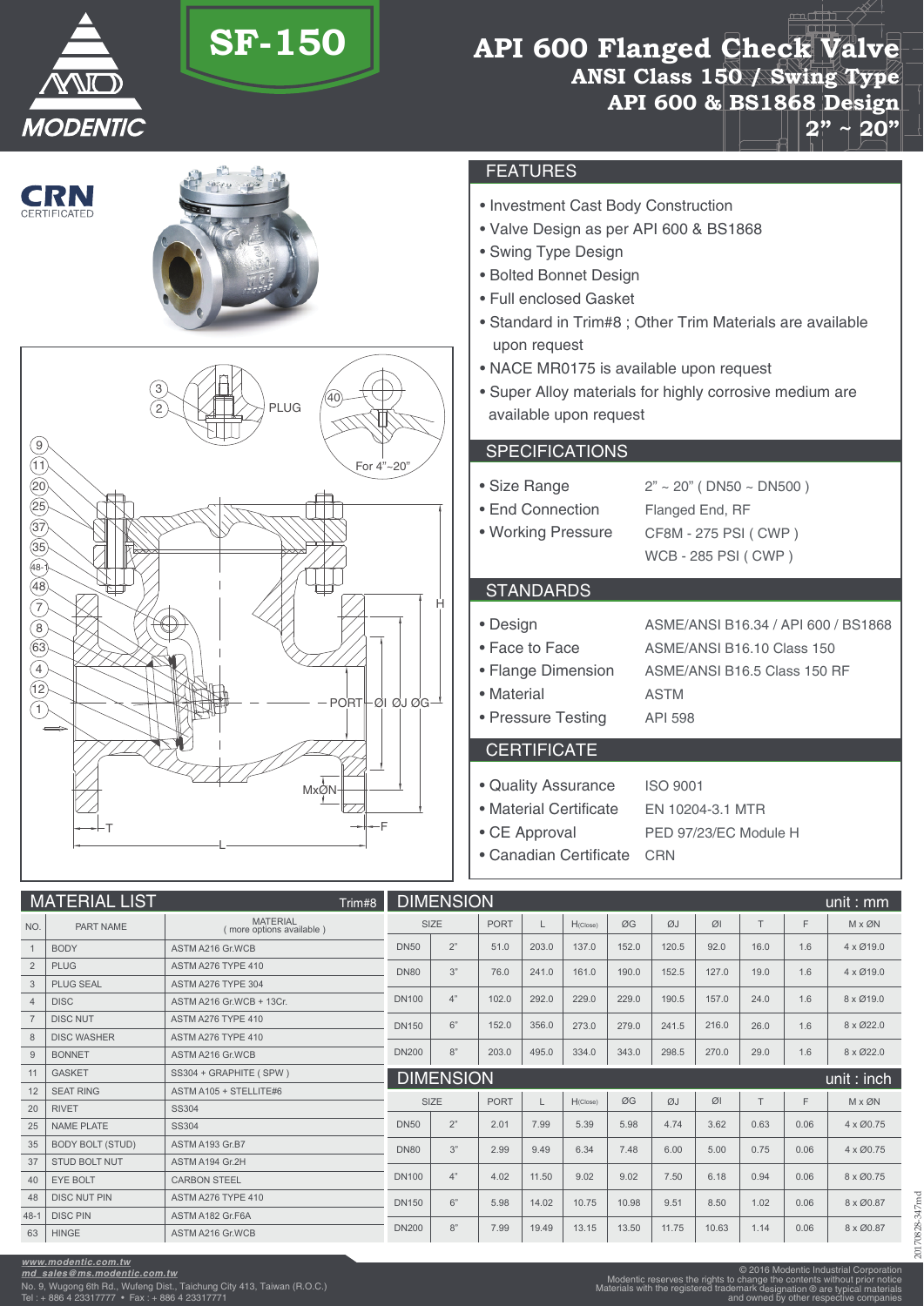# SF-150

## API 600 Flanged Check Valve

### ANSI Class 150 / Swing Type
### API 600 & BS1868 Design
### 2" ~ 20"

MODENTIC

CRN CERTIFICATED

## FEATURES

- Investment Cast Body Construction
- Valve Design as per API 600 & BS1868
- Swing Type Design
- Bolted Bonnet Design
- Full enclosed Gasket
- Standard in Trim#8 ; Other Trim Materials are available upon request
- NACE MR0175 is available upon request
- Super Alloy materials for highly corrosive medium are available upon request

## SPECIFICATIONS

| | |
|---|---|
| • Size Range | 2" ~ 20" ( DN50 ~ DN500 ) |
| • End Connection | Flanged End, RF |
| • Working Pressure | CF8M - 275 PSI ( CWP ) |
| | WCB - 285 PSI ( CWP ) |

## STANDARDS

| | |
|---|---|
| • Design | ASME/ANSI B16.34 / API 600 / BS1868 |
| • Face to Face | ASME/ANSI B16.10 Class 150 |
| • Flange Dimension | ASME/ANSI B16.5 Class 150 RF |
| • Material | ASTM |
| • Pressure Testing | API 598 |

## CERTIFICATE

| | |
|---|---|
| • Quality Assurance | ISO 9001 |
| • Material Certificate | EN 10204-3.1 MTR |
| • CE Approval | PED 97/23/EC Module H |
| • Canadian Certificate | CRN |

## MATERIAL LIST (Trim#8)

| NO. | PART NAME | MATERIAL ( more options available ) |
|---|---|---|
| 1 | BODY | ASTM A216 Gr.WCB |
| 2 | PLUG | ASTM A276 TYPE 410 |
| 3 | PLUG SEAL | ASTM A276 TYPE 304 |
| 4 | DISC | ASTM A216 Gr.WCB + 13Cr. |
| 7 | DISC NUT | ASTM A276 TYPE 410 |
| 8 | DISC WASHER | ASTM A276 TYPE 410 |
| 9 | BONNET | ASTM A216 Gr.WCB |
| 11 | GASKET | SS304 + GRAPHITE ( SPW ) |
| 12 | SEAT RING | ASTM A105 + STELLITE#6 |
| 20 | RIVET | SS304 |
| 25 | NAME PLATE | SS304 |
| 35 | BODY BOLT (STUD) | ASTM A193 Gr.B7 |
| 37 | STUD BOLT NUT | ASTM A194 Gr.2H |
| 40 | EYE BOLT | CARBON STEEL |
| 48 | DISC NUT PIN | ASTM A276 TYPE 410 |
| 48-1 | DISC PIN | ASTM A182 Gr.F6A |
| 63 | HINGE | ASTM A216 Gr.WCB |

## DIMENSION (unit : mm)

| SIZE | | PORT | L | H(Close) | ØG | ØJ | ØI | T | F | M x ØN |
|---|---|---|---|---|---|---|---|---|---|---|
| DN50 | 2" | 51.0 | 203.0 | 137.0 | 152.0 | 120.5 | 92.0 | 16.0 | 1.6 | 4 x Ø19.0 |
| DN80 | 3" | 76.0 | 241.0 | 161.0 | 190.0 | 152.5 | 127.0 | 19.0 | 1.6 | 4 x Ø19.0 |
| DN100 | 4" | 102.0 | 292.0 | 229.0 | 229.0 | 190.5 | 157.0 | 24.0 | 1.6 | 8 x Ø19.0 |
| DN150 | 6" | 152.0 | 356.0 | 273.0 | 279.0 | 241.5 | 216.0 | 26.0 | 1.6 | 8 x Ø22.0 |
| DN200 | 8" | 203.0 | 495.0 | 334.0 | 343.0 | 298.5 | 270.0 | 29.0 | 1.6 | 8 x Ø22.0 |

## DIMENSION (unit : inch)

| SIZE | | PORT | L | H(Close) | ØG | ØJ | ØI | T | F | M x ØN |
|---|---|---|---|---|---|---|---|---|---|---|
| DN50 | 2" | 2.01 | 7.99 | 5.39 | 5.98 | 4.74 | 3.62 | 0.63 | 0.06 | 4 x Ø0.75 |
| DN80 | 3" | 2.99 | 9.49 | 6.34 | 7.48 | 6.00 | 5.00 | 0.75 | 0.06 | 4 x Ø0.75 |
| DN100 | 4" | 4.02 | 11.50 | 9.02 | 9.02 | 7.50 | 6.18 | 0.94 | 0.06 | 8 x Ø0.75 |
| DN150 | 6" | 5.98 | 14.02 | 10.75 | 10.98 | 9.51 | 8.50 | 1.02 | 0.06 | 8 x Ø0.87 |
| DN200 | 8" | 7.99 | 19.49 | 13.15 | 13.50 | 11.75 | 10.63 | 1.14 | 0.06 | 8 x Ø0.87 |

www.modentic.com.tw
md_sales@ms.modentic.com.tw
No. 9, Wugong 6th Rd., Wufeng Dist., Taichung City 413, Taiwan (R.O.C.)
Tel : + 886 4 23317777 • Fax : + 886 4 23317771

© 2016 Modentic Industrial Corporation
Modentic reserves the rights to change the contents without prior notice
Materials with the registered trademark designation ® are typical materials and owned by other respective companies

20170828-347md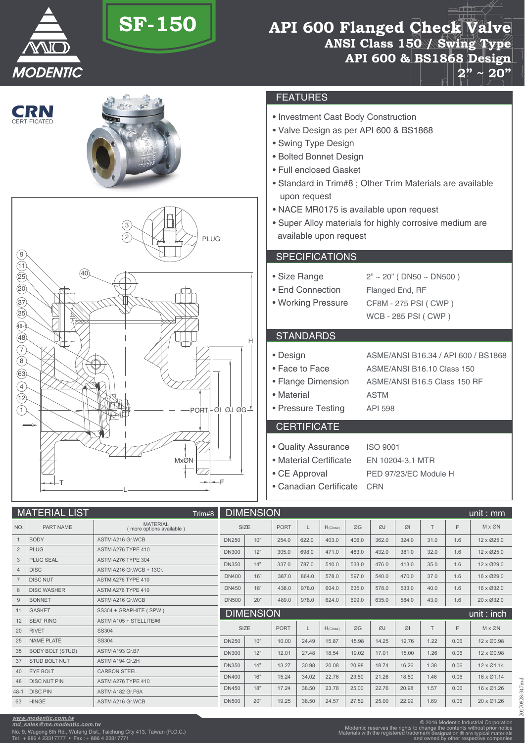# SF-150

# API 600 Flanged Check Valve

## ANSI Class 150 / Swing Type
## API 600 & BS1868 Design
## 2" ~ 20"

MODENTIC

CRN CERTIFICATED

## FEATURES

- Investment Cast Body Construction
- Valve Design as per API 600 & BS1868
- Swing Type Design
- Bolted Bonnet Design
- Full enclosed Gasket
- Standard in Trim#8 ; Other Trim Materials are available upon request
- NACE MR0175 is available upon request
- Super Alloy materials for highly corrosive medium are available upon request

## SPECIFICATIONS

| | |
|---|---|
| • Size Range | 2" ~ 20" ( DN50 ~ DN500 ) |
| • End Connection | Flanged End, RF |
| • Working Pressure | CF8M - 275 PSI ( CWP )<br>WCB - 285 PSI ( CWP ) |

## STANDARDS

| | |
|---|---|
| • Design | ASME/ANSI B16.34 / API 600 / BS1868 |
| • Face to Face | ASME/ANSI B16.10 Class 150 |
| • Flange Dimension | ASME/ANSI B16.5 Class 150 RF |
| • Material | ASTM |
| • Pressure Testing | API 598 |

## CERTIFICATE

| | |
|---|---|
| • Quality Assurance | ISO 9001 |
| • Material Certificate | EN 10204-3.1 MTR |
| • CE Approval | PED 97/23/EC Module H |
| • Canadian Certificate | CRN |

## MATERIAL LIST (Trim#8)

| NO. | PART NAME | MATERIAL ( more options available ) |
|---|---|---|
| 1 | BODY | ASTM A216 Gr.WCB |
| 2 | PLUG | ASTM A276 TYPE 410 |
| 3 | PLUG SEAL | ASTM A276 TYPE 304 |
| 4 | DISC | ASTM A216 Gr.WCB + 13Cr. |
| 7 | DISC NUT | ASTM A276 TYPE 410 |
| 8 | DISC WASHER | ASTM A276 TYPE 410 |
| 9 | BONNET | ASTM A216 Gr.WCB |
| 11 | GASKET | SS304 + GRAPHITE ( SPW ) |
| 12 | SEAT RING | ASTM A105 + STELLITE#6 |
| 20 | RIVET | SS304 |
| 25 | NAME PLATE | SS304 |
| 35 | BODY BOLT (STUD) | ASTM A193 Gr.B7 |
| 37 | STUD BOLT NUT | ASTM A194 Gr.2H |
| 40 | EYE BOLT | CARBON STEEL |
| 48 | DISC NUT PIN | ASTM A276 TYPE 410 |
| 48-1 | DISC PIN | ASTM A182 Gr.F6A |
| 63 | HINGE | ASTM A216 Gr.WCB |

## DIMENSION (unit : mm)

| SIZE | | PORT | L | H(Close) | ØG | ØJ | ØI | T | F | M x ØN |
|---|---|---|---|---|---|---|---|---|---|---|
| DN250 | 10" | 254.0 | 622.0 | 403.0 | 406.0 | 362.0 | 324.0 | 31.0 | 1.6 | 12 x Ø25.0 |
| DN300 | 12" | 305.0 | 698.0 | 471.0 | 483.0 | 432.0 | 381.0 | 32.0 | 1.6 | 12 x Ø25.0 |
| DN350 | 14" | 337.0 | 787.0 | 510.0 | 533.0 | 476.0 | 413.0 | 35.0 | 1.6 | 12 x Ø29.0 |
| DN400 | 16" | 387.0 | 864.0 | 578.0 | 597.0 | 540.0 | 470.0 | 37.0 | 1.6 | 16 x Ø29.0 |
| DN450 | 18" | 438.0 | 978.0 | 604.0 | 635.0 | 578.0 | 533.0 | 40.0 | 1.6 | 16 x Ø32.0 |
| DN500 | 20" | 489.0 | 978.0 | 624.0 | 699.0 | 635.0 | 584.0 | 43.0 | 1.6 | 20 x Ø32.0 |

## DIMENSION (unit : inch)

| SIZE | | PORT | L | H(Close) | ØG | ØJ | ØI | T | F | M x ØN |
|---|---|---|---|---|---|---|---|---|---|---|
| DN250 | 10" | 10.00 | 24.49 | 15.87 | 15.98 | 14.25 | 12.76 | 1.22 | 0.06 | 12 x Ø0.98 |
| DN300 | 12" | 12.01 | 27.48 | 18.54 | 19.02 | 17.01 | 15.00 | 1.26 | 0.06 | 12 x Ø0.98 |
| DN350 | 14" | 13.27 | 30.98 | 20.08 | 20.98 | 18.74 | 16.26 | 1.38 | 0.06 | 12 x Ø1.14 |
| DN400 | 16" | 15.24 | 34.02 | 22.76 | 23.50 | 21.26 | 18.50 | 1.46 | 0.06 | 16 x Ø1.14 |
| DN450 | 18" | 17.24 | 38.50 | 23.78 | 25.00 | 22.76 | 20.98 | 1.57 | 0.06 | 16 x Ø1.26 |
| DN500 | 20" | 19.25 | 38.50 | 24.57 | 27.52 | 25.00 | 22.99 | 1.69 | 0.06 | 20 x Ø1.26 |

*www.modentic.com.tw*
*md_sales@ms.modentic.com.tw*
No. 9, Wugong 6th Rd., Wufeng Dist., Taichung City 413, Taiwan (R.O.C.)
Tel : + 886 4 23317777 • Fax : + 886 4 23317771

© 2016 Modentic Industrial Corporation
Modentic reserves the rights to change the contents without prior notice
Materials with the registered trademark designation ® are typical materials and owned by other respective companies

20170828-347md